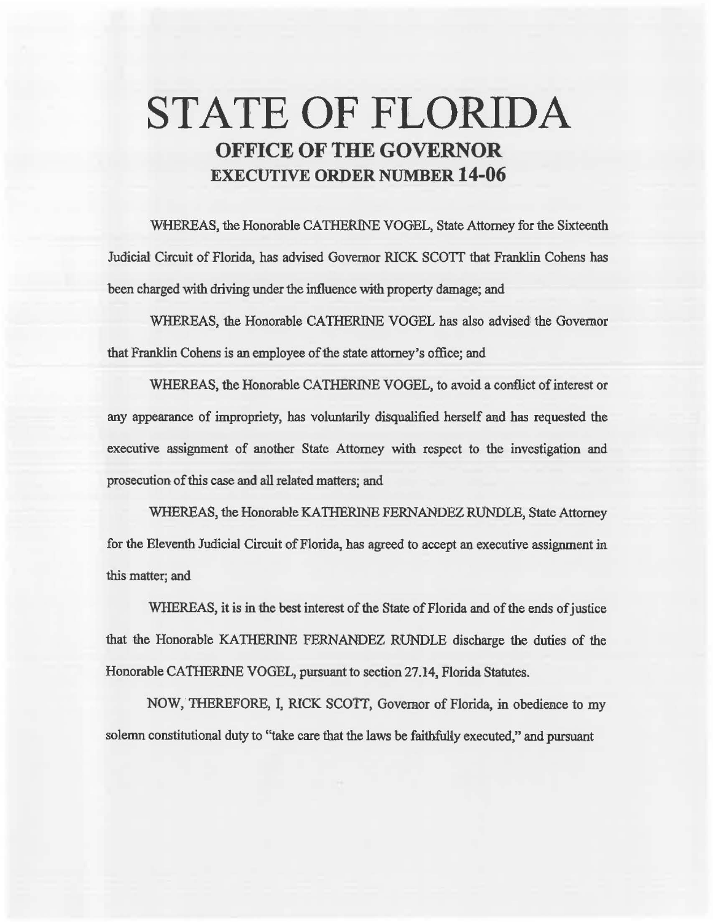# STATE OF FLORIDA

## OFFICE OF THE GOVERNOR

### EXECUTIVE ORDER NUMBER 14-06

WHEREAS, the Honorable CATHERINE VOGEL, State Attorney for the Sixteenth Judicial Circuit of Florida, has advised Governor RICK SCOTT that Franklin Cohens has been charged with driving under the influence with property damage; and

WHEREAS, the Honorable CATHERINE VOGEL has also advised the Governor that Franklin Cohens is an employee of the state attorney's office; and

WHEREAS, the Honorable CATHERINE VOGEL, to avoid a conflict of interest or any appearance of impropriety, has voluntarily disqualified herself and has requested the executive assignment of another State Attorney with respect to the investigation and prosecution of this case and all related matters; and

WHEREAS, the Honorable KATHERINE FERNANDEZ RUNDLE, State Attorney for the Eleventh Judicial Circuit of Florida, has agreed to accept an executive assignment in this matter; and

WHEREAS, it is in the best interest of the State of Florida and of the ends of justice that the Honorable KATHERINE FERNANDEZ RUNDLE discharge the duties of the Honorable CATHERINE VOGEL, pursuant to section 27.14, Florida Statutes.

NOW, THEREFORE, I, RICK SCOTT, Governor of Florida, in obedience to my solemn constitutional duty to "take care that the laws be faithfully executed," and pursuant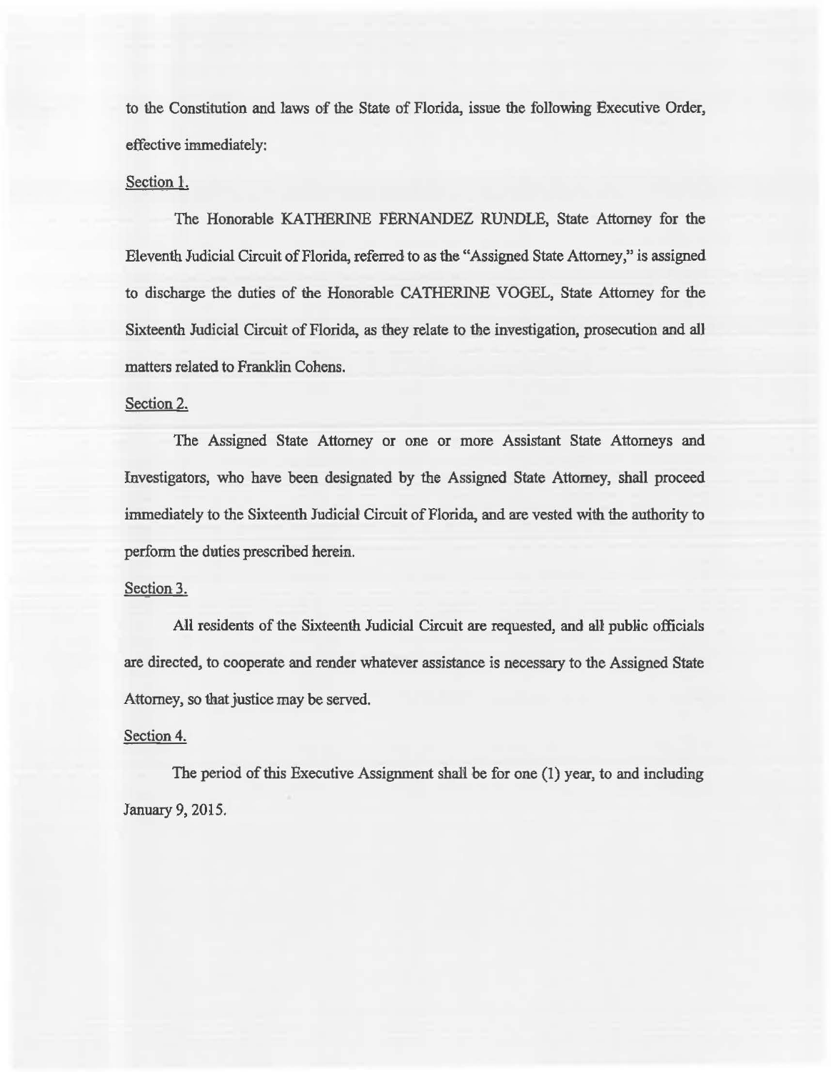to the Constitution and laws of the State of Florida, issue the following Executive Order, effective immediately:

Section 1.

The Honorable KATHERINE FERNANDEZ RUNDLE, State Attorney for the Eleventh Judicial Circuit of Florida, referred to as the "Assigned State Attorney," is assigned to discharge the duties of the Honorable CATHERINE VOGEL, State Attorney for the Sixteenth Judicial Circuit of Florida, as they relate to the investigation, prosecution and all matters related to Franklin Cohens.

Section 2.

The Assigned State Attorney or one or more Assistant State Attorneys and Investigators, who have been designated by the Assigned State Attorney, shall proceed immediately to the Sixteenth Judicial Circuit of Florida, and are vested with the authority to perform the duties prescribed herein.

Section 3.

All residents of the Sixteenth Judicial Circuit are requested, and all public officials are directed, to cooperate and render whatever assistance is necessary to the Assigned State Attorney, so that justice may be served.

Section 4.

The period of this Executive Assignment shall be for one (1) year, to and including January 9, 2015.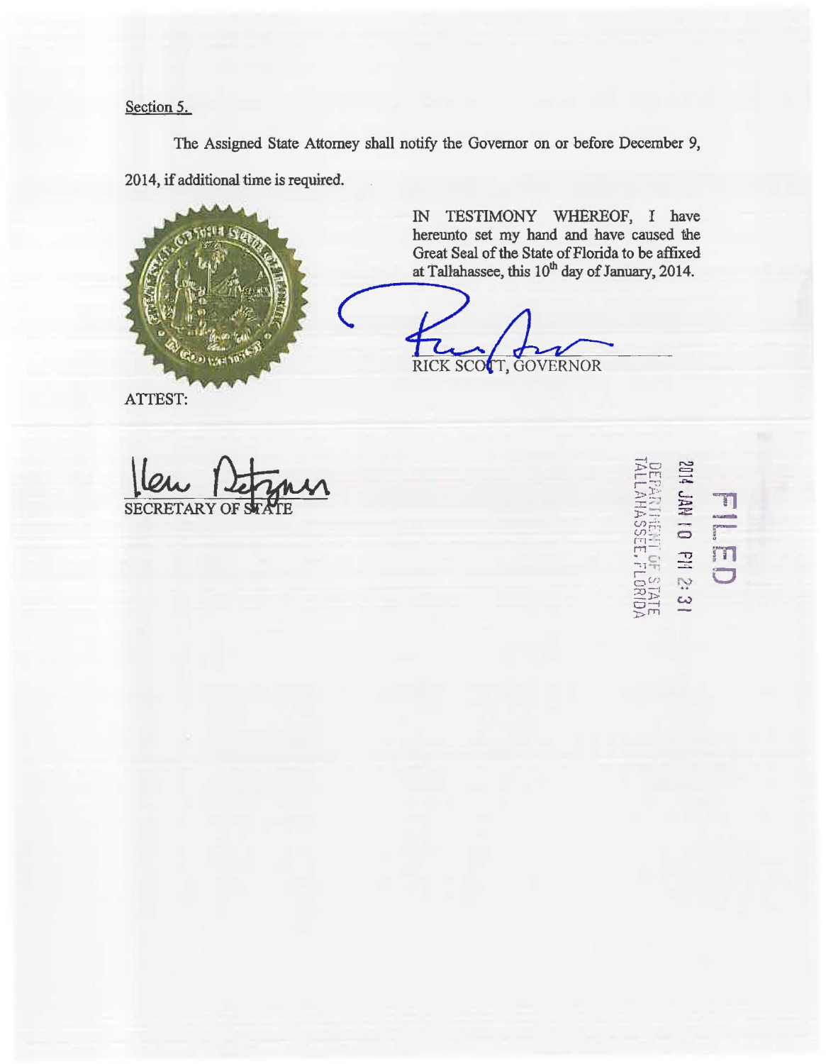Section 5.

The Assigned State Attorney shall notify the Governor on or before December 9, 2014, if additional time is required.

IN TESTIMONY WHEREOF, I have hereunto set my hand and have caused the Great Seal of the State of Florida to be affixed at Tallahassee, this 10th day of January, 2014.

RICK SCOTT, GOVERNOR

ATTEST:

SECRETARY OF STATE

FILED

2014 JAN 10 PM 2:31

DEPARTMENT OF STATE
TALLAHASSEE, FLORIDA